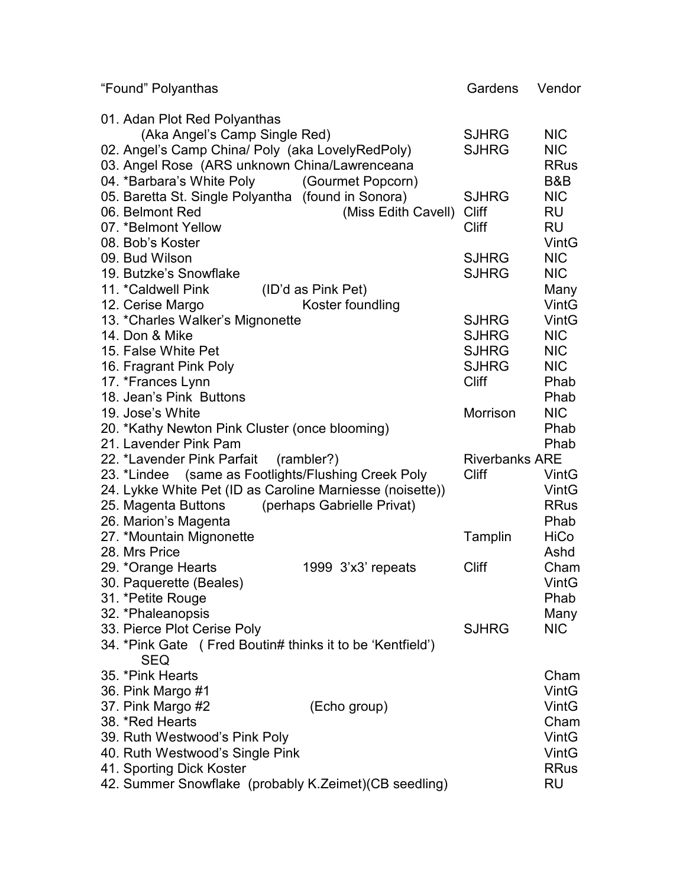| “Found” Polyanthas | Gardens | Vendor |
| --- | --- | --- |
| 01. Adan Plot Red Polyanthas (Aka Angel’s Camp Single Red) | SJHRG | NIC |
| 02. Angel’s Camp China/ Poly (aka LovelyRedPoly) | SJHRG | NIC |
| 03. Angel Rose (ARS unknown China/Lawrenceana | | RRus |
| 04. *Barbara’s White Poly (Gourmet Popcorn) | | B&B |
| 05. Baretta St. Single Polyantha (found in Sonora) | SJHRG | NIC |
| 06. Belmont Red (Miss Edith Cavell) | Cliff | RU |
| 07. *Belmont Yellow | Cliff | RU |
| 08. Bob’s Koster | | VintG |
| 09. Bud Wilson | SJHRG | NIC |
| 19. Butzke’s Snowflake | SJHRG | NIC |
| 11. *Caldwell Pink (ID’d as Pink Pet) | | Many |
| 12. Cerise Margo Koster foundling | | VintG |
| 13. *Charles Walker’s Mignonette | SJHRG | VintG |
| 14. Don & Mike | SJHRG | NIC |
| 15. False White Pet | SJHRG | NIC |
| 16. Fragrant Pink Poly | SJHRG | NIC |
| 17. *Frances Lynn | Cliff | Phab |
| 18. Jean’s Pink Buttons | | Phab |
| 19. Jose’s White | Morrison | NIC |
| 20. *Kathy Newton Pink Cluster (once blooming) | | Phab |
| 21. Lavender Pink Pam | | Phab |
| 22. *Lavender Pink Parfait (rambler?) | Riverbanks | ARE |
| 23. *Lindee (same as Footlights/Flushing Creek Poly | Cliff | VintG |
| 24. Lykke White Pet (ID as Caroline Marniesse (noisette)) | | VintG |
| 25. Magenta Buttons (perhaps Gabrielle Privat) | | RRus |
| 26. Marion’s Magenta | | Phab |
| 27. *Mountain Mignonette | Tamplin | HiCo |
| 28. Mrs Price | | Ashd |
| 29. *Orange Hearts 1999 3’x3’ repeats | Cliff | Cham |
| 30. Paquerette (Beales) | | VintG |
| 31. *Petite Rouge | | Phab |
| 32. *Phaleanopsis | | Many |
| 33. Pierce Plot Cerise Poly | SJHRG | NIC |
| 34. *Pink Gate ( Fred Boutin# thinks it to be ‘Kentfield’) SEQ | | |
| 35. *Pink Hearts | | Cham |
| 36. Pink Margo #1 | | VintG |
| 37. Pink Margo #2 (Echo group) | | VintG |
| 38. *Red Hearts | | Cham |
| 39. Ruth Westwood’s Pink Poly | | VintG |
| 40. Ruth Westwood’s Single Pink | | VintG |
| 41. Sporting Dick Koster | | RRus |
| 42. Summer Snowflake (probably K.Zeimet)(CB seedling) | | RU |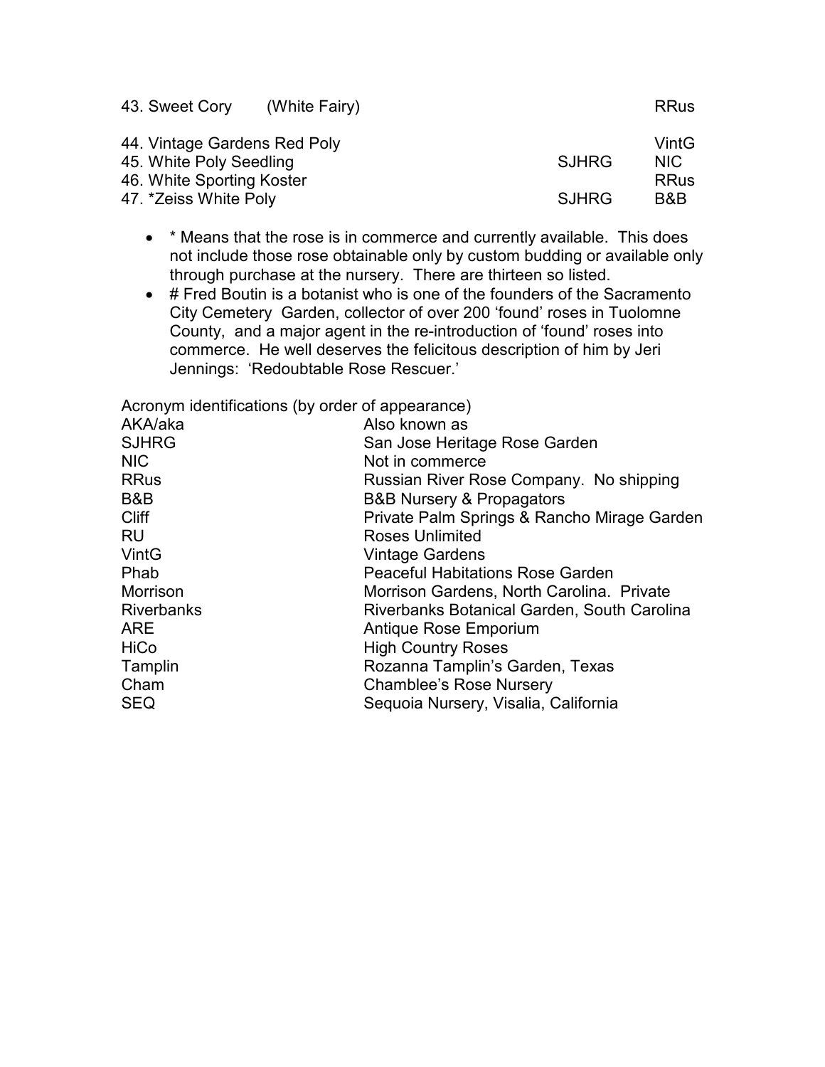| | | | |
|---|---|---|---|
| 43. Sweet Cory | (White Fairy) | | RRus |
| 44. Vintage Gardens Red Poly | | | VintG |
| 45. White Poly Seedling | | SJHRG | NIC |
| 46. White Sporting Koster | | | RRus |
| 47. *Zeiss White Poly | | SJHRG | B&B |

- * Means that the rose is in commerce and currently available. This does not include those rose obtainable only by custom budding or available only through purchase at the nursery. There are thirteen so listed.
- # Fred Boutin is a botanist who is one of the founders of the Sacramento City Cemetery Garden, collector of over 200 'found' roses in Tuolomne County, and a major agent in the re-introduction of 'found' roses into commerce. He well deserves the felicitous description of him by Jeri Jennings: 'Redoubtable Rose Rescuer.'

Acronym identifications (by order of appearance)

| | |
|---|---|
| AKA/aka | Also known as |
| SJHRG | San Jose Heritage Rose Garden |
| NIC | Not in commerce |
| RRus | Russian River Rose Company. No shipping |
| B&B | B&B Nursery & Propagators |
| Cliff | Private Palm Springs & Rancho Mirage Garden |
| RU | Roses Unlimited |
| VintG | Vintage Gardens |
| Phab | Peaceful Habitations Rose Garden |
| Morrison | Morrison Gardens, North Carolina. Private |
| Riverbanks | Riverbanks Botanical Garden, South Carolina |
| ARE | Antique Rose Emporium |
| HiCo | High Country Roses |
| Tamplin | Rozanna Tamplin's Garden, Texas |
| Cham | Chamblee's Rose Nursery |
| SEQ | Sequoia Nursery, Visalia, California |